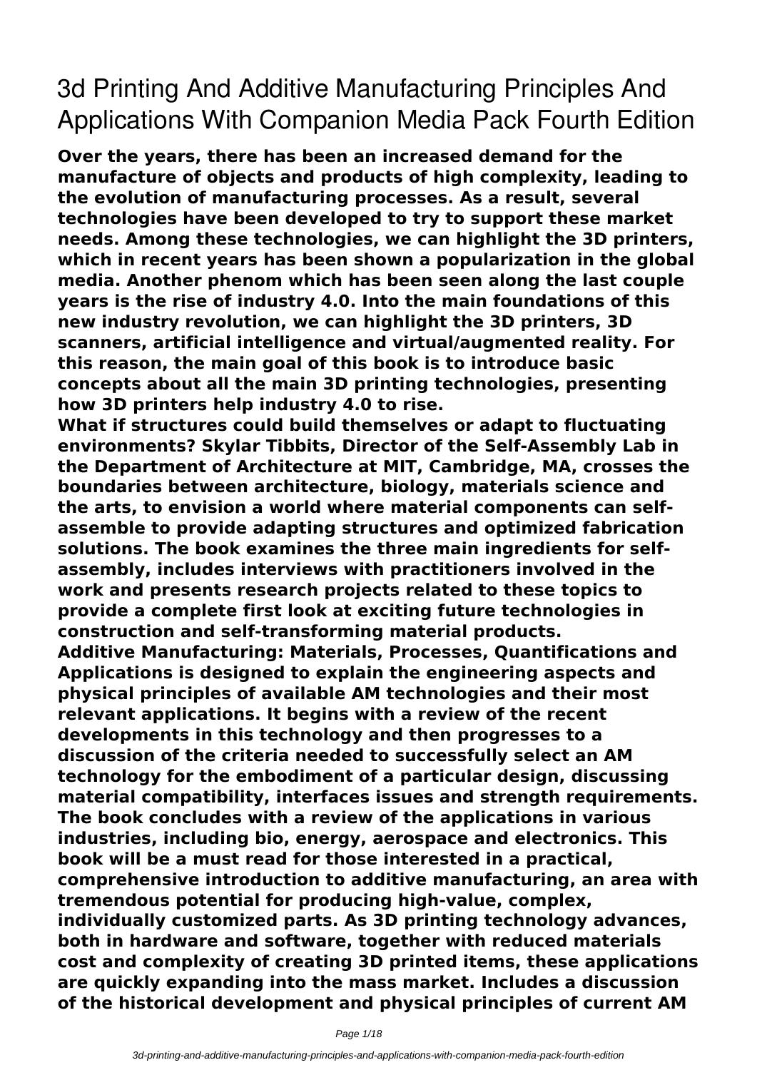# 3d Printing And Additive Manufacturing Principles And Applications With Companion Media Pack Fourth Edition

**Over the years, there has been an increased demand for the manufacture of objects and products of high complexity, leading to the evolution of manufacturing processes. As a result, several technologies have been developed to try to support these market needs. Among these technologies, we can highlight the 3D printers, which in recent years has been shown a popularization in the global media. Another phenom which has been seen along the last couple years is the rise of industry 4.0. Into the main foundations of this new industry revolution, we can highlight the 3D printers, 3D scanners, artificial intelligence and virtual/augmented reality. For this reason, the main goal of this book is to introduce basic concepts about all the main 3D printing technologies, presenting how 3D printers help industry 4.0 to rise.**

**What if structures could build themselves or adapt to fluctuating environments? Skylar Tibbits, Director of the Self-Assembly Lab in the Department of Architecture at MIT, Cambridge, MA, crosses the boundaries between architecture, biology, materials science and the arts, to envision a world where material components can self-assemble to provide adapting structures and optimized fabrication solutions. The book examines the three main ingredients for self-assembly, includes interviews with practitioners involved in the work and presents research projects related to these topics to provide a complete first look at exciting future technologies in construction and self-transforming material products.**

**Additive Manufacturing: Materials, Processes, Quantifications and Applications is designed to explain the engineering aspects and physical principles of available AM technologies and their most relevant applications. It begins with a review of the recent developments in this technology and then progresses to a discussion of the criteria needed to successfully select an AM technology for the embodiment of a particular design, discussing material compatibility, interfaces issues and strength requirements. The book concludes with a review of the applications in various industries, including bio, energy, aerospace and electronics. This book will be a must read for those interested in a practical, comprehensive introduction to additive manufacturing, an area with tremendous potential for producing high-value, complex, individually customized parts. As 3D printing technology advances, both in hardware and software, together with reduced materials cost and complexity of creating 3D printed items, these applications are quickly expanding into the mass market. Includes a discussion of the historical development and physical principles of current AM**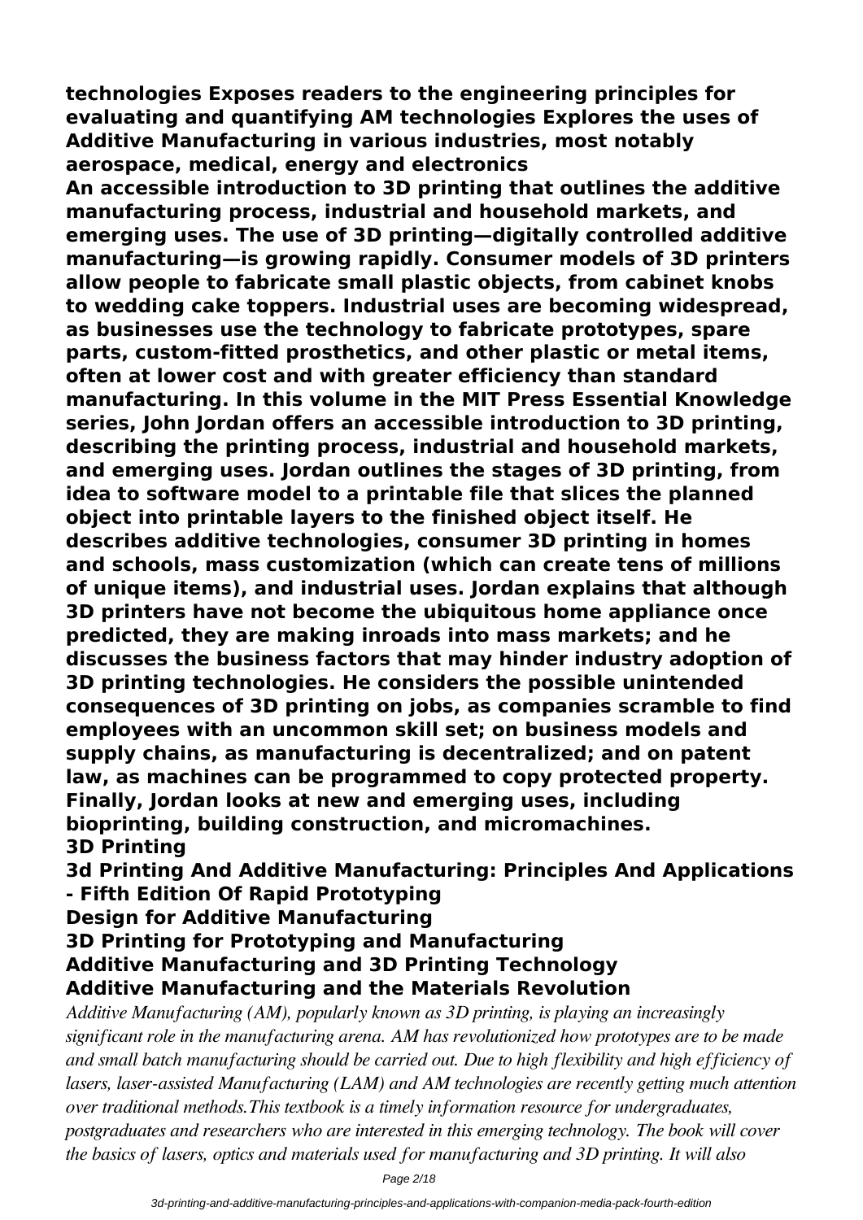**technologies Exposes readers to the engineering principles for evaluating and quantifying AM technologies Explores the uses of Additive Manufacturing in various industries, most notably aerospace, medical, energy and electronics**

**An accessible introduction to 3D printing that outlines the additive manufacturing process, industrial and household markets, and emerging uses. The use of 3D printing—digitally controlled additive manufacturing—is growing rapidly. Consumer models of 3D printers allow people to fabricate small plastic objects, from cabinet knobs to wedding cake toppers. Industrial uses are becoming widespread, as businesses use the technology to fabricate prototypes, spare parts, custom-fitted prosthetics, and other plastic or metal items, often at lower cost and with greater efficiency than standard manufacturing. In this volume in the MIT Press Essential Knowledge series, John Jordan offers an accessible introduction to 3D printing, describing the printing process, industrial and household markets, and emerging uses. Jordan outlines the stages of 3D printing, from idea to software model to a printable file that slices the planned object into printable layers to the finished object itself. He describes additive technologies, consumer 3D printing in homes and schools, mass customization (which can create tens of millions of unique items), and industrial uses. Jordan explains that although 3D printers have not become the ubiquitous home appliance once predicted, they are making inroads into mass markets; and he discusses the business factors that may hinder industry adoption of 3D printing technologies. He considers the possible unintended consequences of 3D printing on jobs, as companies scramble to find employees with an uncommon skill set; on business models and supply chains, as manufacturing is decentralized; and on patent law, as machines can be programmed to copy protected property. Finally, Jordan looks at new and emerging uses, including bioprinting, building construction, and micromachines.**

**3D Printing**

**3d Printing And Additive Manufacturing: Principles And Applications - Fifth Edition Of Rapid Prototyping**

**Design for Additive Manufacturing**

**3D Printing for Prototyping and Manufacturing**

**Additive Manufacturing and 3D Printing Technology**

**Additive Manufacturing and the Materials Revolution**

*Additive Manufacturing (AM), popularly known as 3D printing, is playing an increasingly significant role in the manufacturing arena. AM has revolutionized how prototypes are to be made and small batch manufacturing should be carried out. Due to high flexibility and high efficiency of lasers, laser-assisted Manufacturing (LAM) and AM technologies are recently getting much attention over traditional methods.This textbook is a timely information resource for undergraduates, postgraduates and researchers who are interested in this emerging technology. The book will cover the basics of lasers, optics and materials used for manufacturing and 3D printing. It will also*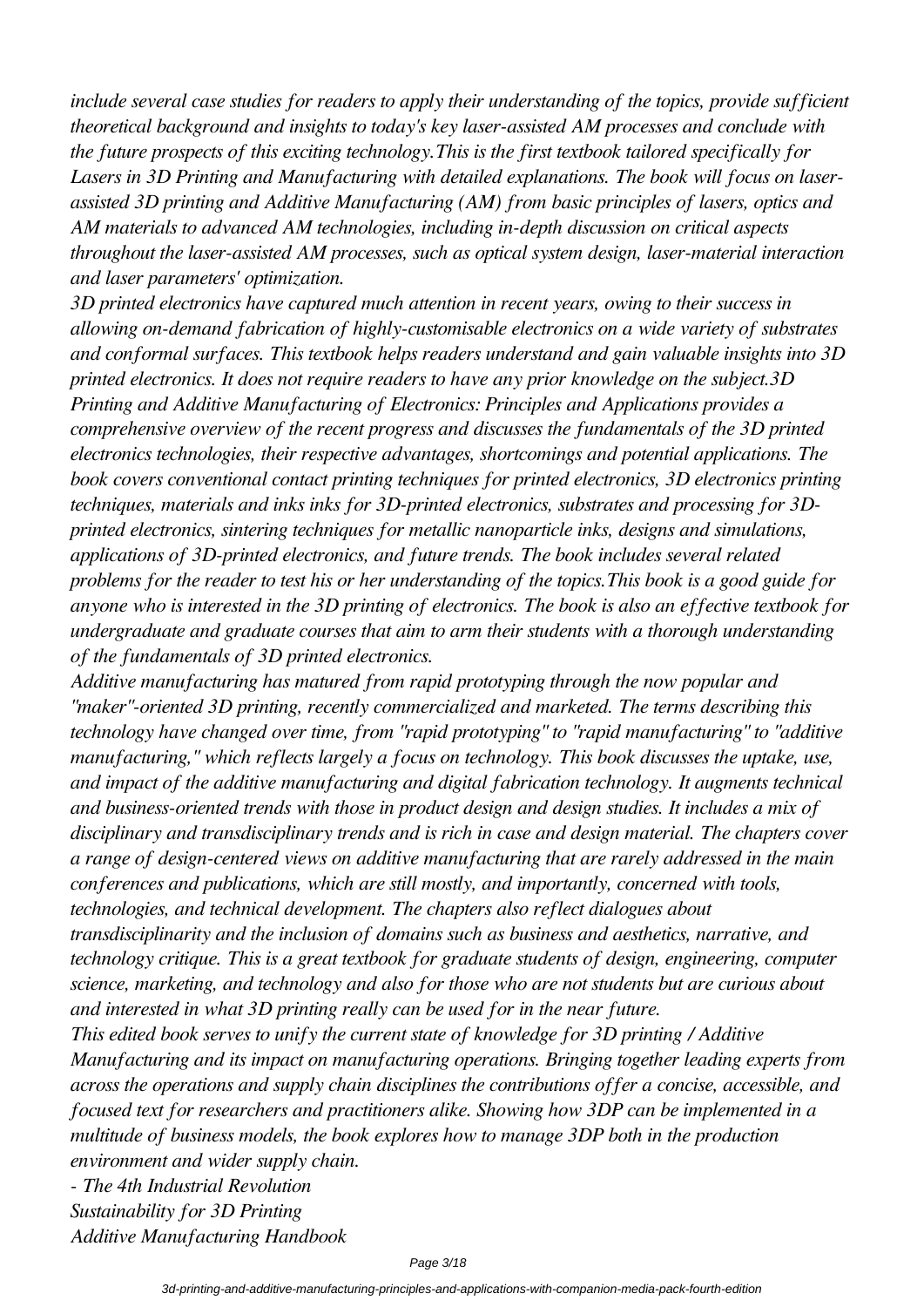*include several case studies for readers to apply their understanding of the topics, provide sufficient theoretical background and insights to today's key laser-assisted AM processes and conclude with the future prospects of this exciting technology.This is the first textbook tailored specifically for Lasers in 3D Printing and Manufacturing with detailed explanations. The book will focus on laser-assisted 3D printing and Additive Manufacturing (AM) from basic principles of lasers, optics and AM materials to advanced AM technologies, including in-depth discussion on critical aspects throughout the laser-assisted AM processes, such as optical system design, laser-material interaction and laser parameters' optimization.*

*3D printed electronics have captured much attention in recent years, owing to their success in allowing on-demand fabrication of highly-customisable electronics on a wide variety of substrates and conformal surfaces. This textbook helps readers understand and gain valuable insights into 3D printed electronics. It does not require readers to have any prior knowledge on the subject.3D Printing and Additive Manufacturing of Electronics: Principles and Applications provides a comprehensive overview of the recent progress and discusses the fundamentals of the 3D printed electronics technologies, their respective advantages, shortcomings and potential applications. The book covers conventional contact printing techniques for printed electronics, 3D electronics printing techniques, materials and inks inks for 3D-printed electronics, substrates and processing for 3D-printed electronics, sintering techniques for metallic nanoparticle inks, designs and simulations, applications of 3D-printed electronics, and future trends. The book includes several related problems for the reader to test his or her understanding of the topics.This book is a good guide for anyone who is interested in the 3D printing of electronics. The book is also an effective textbook for undergraduate and graduate courses that aim to arm their students with a thorough understanding of the fundamentals of 3D printed electronics.*

*Additive manufacturing has matured from rapid prototyping through the now popular and "maker"-oriented 3D printing, recently commercialized and marketed. The terms describing this technology have changed over time, from "rapid prototyping" to "rapid manufacturing" to "additive manufacturing," which reflects largely a focus on technology. This book discusses the uptake, use, and impact of the additive manufacturing and digital fabrication technology. It augments technical and business-oriented trends with those in product design and design studies. It includes a mix of disciplinary and transdisciplinary trends and is rich in case and design material. The chapters cover a range of design-centered views on additive manufacturing that are rarely addressed in the main conferences and publications, which are still mostly, and importantly, concerned with tools, technologies, and technical development. The chapters also reflect dialogues about transdisciplinarity and the inclusion of domains such as business and aesthetics, narrative, and technology critique. This is a great textbook for graduate students of design, engineering, computer science, marketing, and technology and also for those who are not students but are curious about and interested in what 3D printing really can be used for in the near future.*

*This edited book serves to unify the current state of knowledge for 3D printing / Additive Manufacturing and its impact on manufacturing operations. Bringing together leading experts from across the operations and supply chain disciplines the contributions offer a concise, accessible, and focused text for researchers and practitioners alike. Showing how 3DP can be implemented in a multitude of business models, the book explores how to manage 3DP both in the production environment and wider supply chain.*

*- The 4th Industrial Revolution*
*Sustainability for 3D Printing*
*Additive Manufacturing Handbook*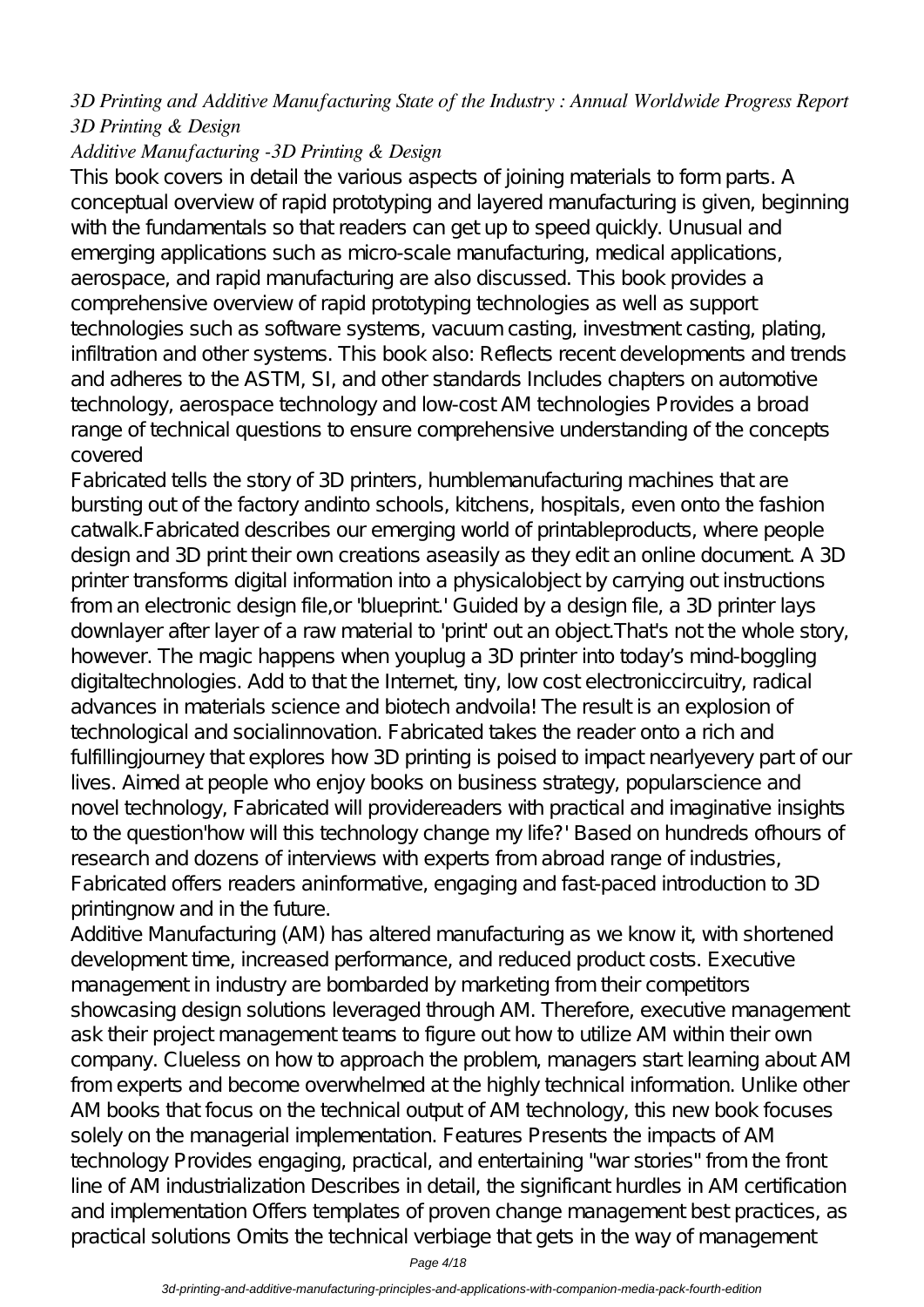*3D Printing and Additive Manufacturing State of the Industry : Annual Worldwide Progress Report 3D Printing & Design*

*Additive Manufacturing -3D Printing & Design*

This book covers in detail the various aspects of joining materials to form parts. A conceptual overview of rapid prototyping and layered manufacturing is given, beginning with the fundamentals so that readers can get up to speed quickly. Unusual and emerging applications such as micro-scale manufacturing, medical applications, aerospace, and rapid manufacturing are also discussed. This book provides a comprehensive overview of rapid prototyping technologies as well as support technologies such as software systems, vacuum casting, investment casting, plating, infiltration and other systems. This book also: Reflects recent developments and trends and adheres to the ASTM, SI, and other standards Includes chapters on automotive technology, aerospace technology and low-cost AM technologies Provides a broad range of technical questions to ensure comprehensive understanding of the concepts covered

Fabricated tells the story of 3D printers, humblemanufacturing machines that are bursting out of the factory andinto schools, kitchens, hospitals, even onto the fashion catwalk.Fabricated describes our emerging world of printableproducts, where people design and 3D print their own creations aseasily as they edit an online document. A 3D printer transforms digital information into a physicalobject by carrying out instructions from an electronic design file,or 'blueprint.' Guided by a design file, a 3D printer lays downlayer after layer of a raw material to 'print' out an object.That's not the whole story, however. The magic happens when youplug a 3D printer into today's mind-boggling digitaltechnologies. Add to that the Internet, tiny, low cost electroniccircuitry, radical advances in materials science and biotech andvoila! The result is an explosion of technological and socialinnovation. Fabricated takes the reader onto a rich and fulfillingjourney that explores how 3D printing is poised to impact nearlyevery part of our lives. Aimed at people who enjoy books on business strategy, popularscience and novel technology, Fabricated will providereaders with practical and imaginative insights to the question'how will this technology change my life?' Based on hundreds ofhours of research and dozens of interviews with experts from abroad range of industries, Fabricated offers readers aninformative, engaging and fast-paced introduction to 3D printingnow and in the future.

Additive Manufacturing (AM) has altered manufacturing as we know it, with shortened development time, increased performance, and reduced product costs. Executive management in industry are bombarded by marketing from their competitors showcasing design solutions leveraged through AM. Therefore, executive management ask their project management teams to figure out how to utilize AM within their own company. Clueless on how to approach the problem, managers start learning about AM from experts and become overwhelmed at the highly technical information. Unlike other AM books that focus on the technical output of AM technology, this new book focuses solely on the managerial implementation. Features Presents the impacts of AM technology Provides engaging, practical, and entertaining "war stories" from the front line of AM industrialization Describes in detail, the significant hurdles in AM certification and implementation Offers templates of proven change management best practices, as practical solutions Omits the technical verbiage that gets in the way of management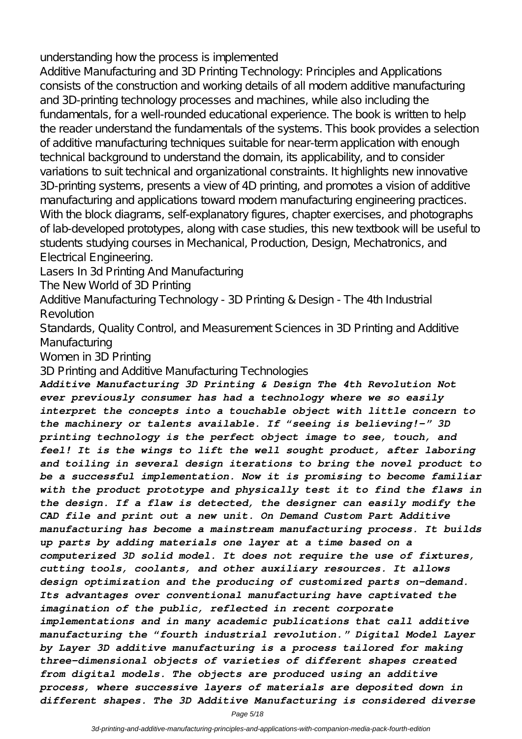understanding how the process is implemented

Additive Manufacturing and 3D Printing Technology: Principles and Applications consists of the construction and working details of all modern additive manufacturing and 3D-printing technology processes and machines, while also including the fundamentals, for a well-rounded educational experience. The book is written to help the reader understand the fundamentals of the systems. This book provides a selection of additive manufacturing techniques suitable for near-term application with enough technical background to understand the domain, its applicability, and to consider variations to suit technical and organizational constraints. It highlights new innovative 3D-printing systems, presents a view of 4D printing, and promotes a vision of additive manufacturing and applications toward modern manufacturing engineering practices. With the block diagrams, self-explanatory figures, chapter exercises, and photographs of lab-developed prototypes, along with case studies, this new textbook will be useful to students studying courses in Mechanical, Production, Design, Mechatronics, and Electrical Engineering.

Lasers In 3d Printing And Manufacturing

The New World of 3D Printing

Additive Manufacturing Technology - 3D Printing & Design - The 4th Industrial Revolution

Standards, Quality Control, and Measurement Sciences in 3D Printing and Additive Manufacturing

Women in 3D Printing

3D Printing and Additive Manufacturing Technologies

***Additive Manufacturing 3D Printing & Design The 4th Revolution Not ever previously consumer has had a technology where we so easily interpret the concepts into a touchable object with little concern to the machinery or talents available. If "seeing is believing!-" 3D printing technology is the perfect object image to see, touch, and feel! It is the wings to lift the well sought product, after laboring and toiling in several design iterations to bring the novel product to be a successful implementation. Now it is promising to become familiar with the product prototype and physically test it to find the flaws in the design. If a flaw is detected, the designer can easily modify the CAD file and print out a new unit. On Demand Custom Part Additive manufacturing has become a mainstream manufacturing process. It builds up parts by adding materials one layer at a time based on a computerized 3D solid model. It does not require the use of fixtures, cutting tools, coolants, and other auxiliary resources. It allows design optimization and the producing of customized parts on-demand. Its advantages over conventional manufacturing have captivated the imagination of the public, reflected in recent corporate implementations and in many academic publications that call additive manufacturing the "fourth industrial revolution." Digital Model Layer by Layer 3D additive manufacturing is a process tailored for making three-dimensional objects of varieties of different shapes created from digital models. The objects are produced using an additive process, where successive layers of materials are deposited down in different shapes. The 3D Additive Manufacturing is considered diverse***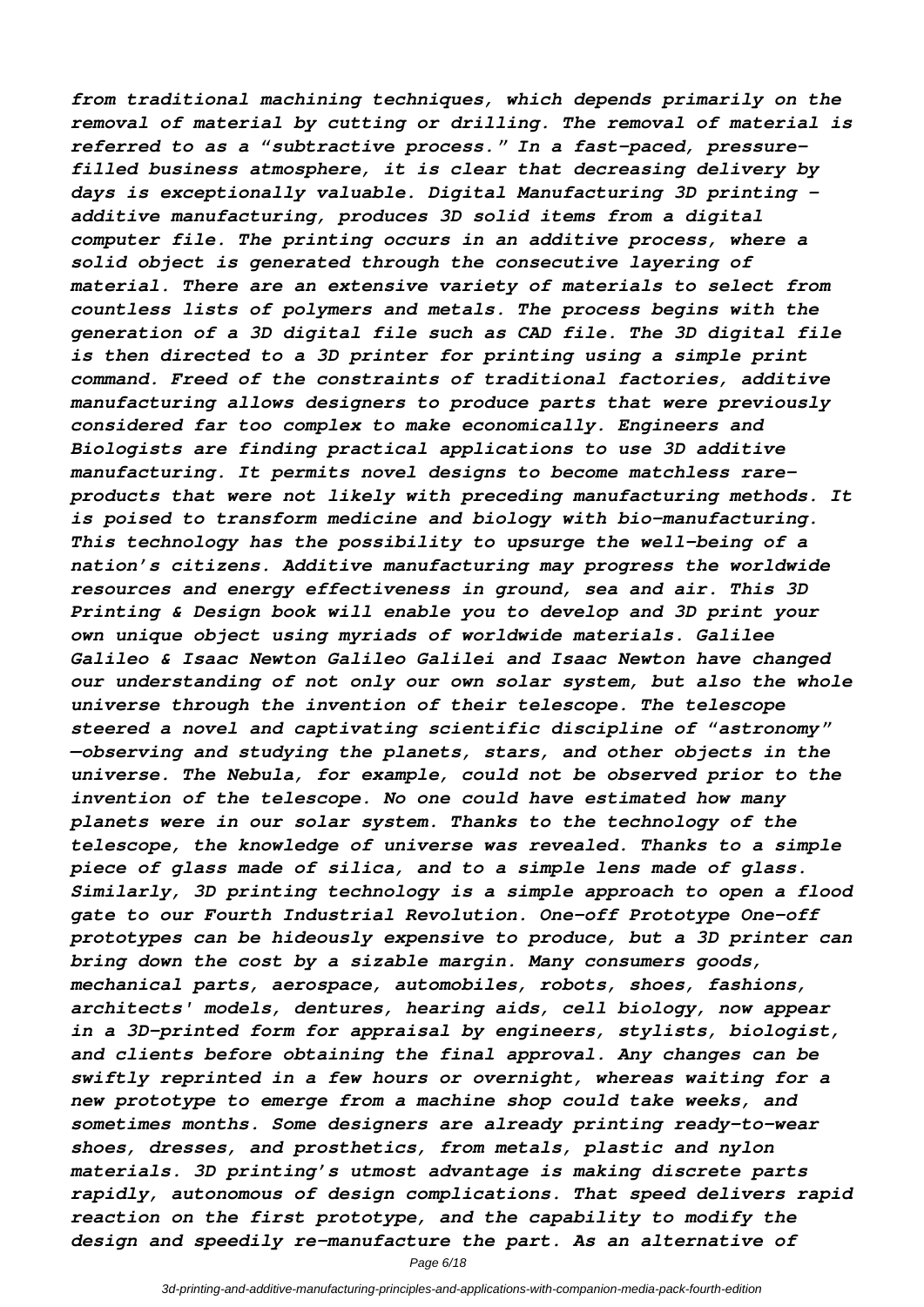*from traditional machining techniques, which depends primarily on the removal of material by cutting or drilling. The removal of material is referred to as a "subtractive process." In a fast-paced, pressure-filled business atmosphere, it is clear that decreasing delivery by days is exceptionally valuable. Digital Manufacturing 3D printing - additive manufacturing, produces 3D solid items from a digital computer file. The printing occurs in an additive process, where a solid object is generated through the consecutive layering of material. There are an extensive variety of materials to select from countless lists of polymers and metals. The process begins with the generation of a 3D digital file such as CAD file. The 3D digital file is then directed to a 3D printer for printing using a simple print command. Freed of the constraints of traditional factories, additive manufacturing allows designers to produce parts that were previously considered far too complex to make economically. Engineers and Biologists are finding practical applications to use 3D additive manufacturing. It permits novel designs to become matchless rare-products that were not likely with preceding manufacturing methods. It is poised to transform medicine and biology with bio-manufacturing. This technology has the possibility to upsurge the well-being of a nation's citizens. Additive manufacturing may progress the worldwide resources and energy effectiveness in ground, sea and air. This 3D Printing & Design book will enable you to develop and 3D print your own unique object using myriads of worldwide materials. Galilee Galileo & Isaac Newton Galileo Galilei and Isaac Newton have changed our understanding of not only our own solar system, but also the whole universe through the invention of their telescope. The telescope steered a novel and captivating scientific discipline of "astronomy" —observing and studying the planets, stars, and other objects in the universe. The Nebula, for example, could not be observed prior to the invention of the telescope. No one could have estimated how many planets were in our solar system. Thanks to the technology of the telescope, the knowledge of universe was revealed. Thanks to a simple piece of glass made of silica, and to a simple lens made of glass. Similarly, 3D printing technology is a simple approach to open a flood gate to our Fourth Industrial Revolution. One-off Prototype One-off prototypes can be hideously expensive to produce, but a 3D printer can bring down the cost by a sizable margin. Many consumers goods, mechanical parts, aerospace, automobiles, robots, shoes, fashions, architects' models, dentures, hearing aids, cell biology, now appear in a 3D-printed form for appraisal by engineers, stylists, biologist, and clients before obtaining the final approval. Any changes can be swiftly reprinted in a few hours or overnight, whereas waiting for a new prototype to emerge from a machine shop could take weeks, and sometimes months. Some designers are already printing ready-to-wear shoes, dresses, and prosthetics, from metals, plastic and nylon materials. 3D printing's utmost advantage is making discrete parts rapidly, autonomous of design complications. That speed delivers rapid reaction on the first prototype, and the capability to modify the design and speedily re-manufacture the part. As an alternative of*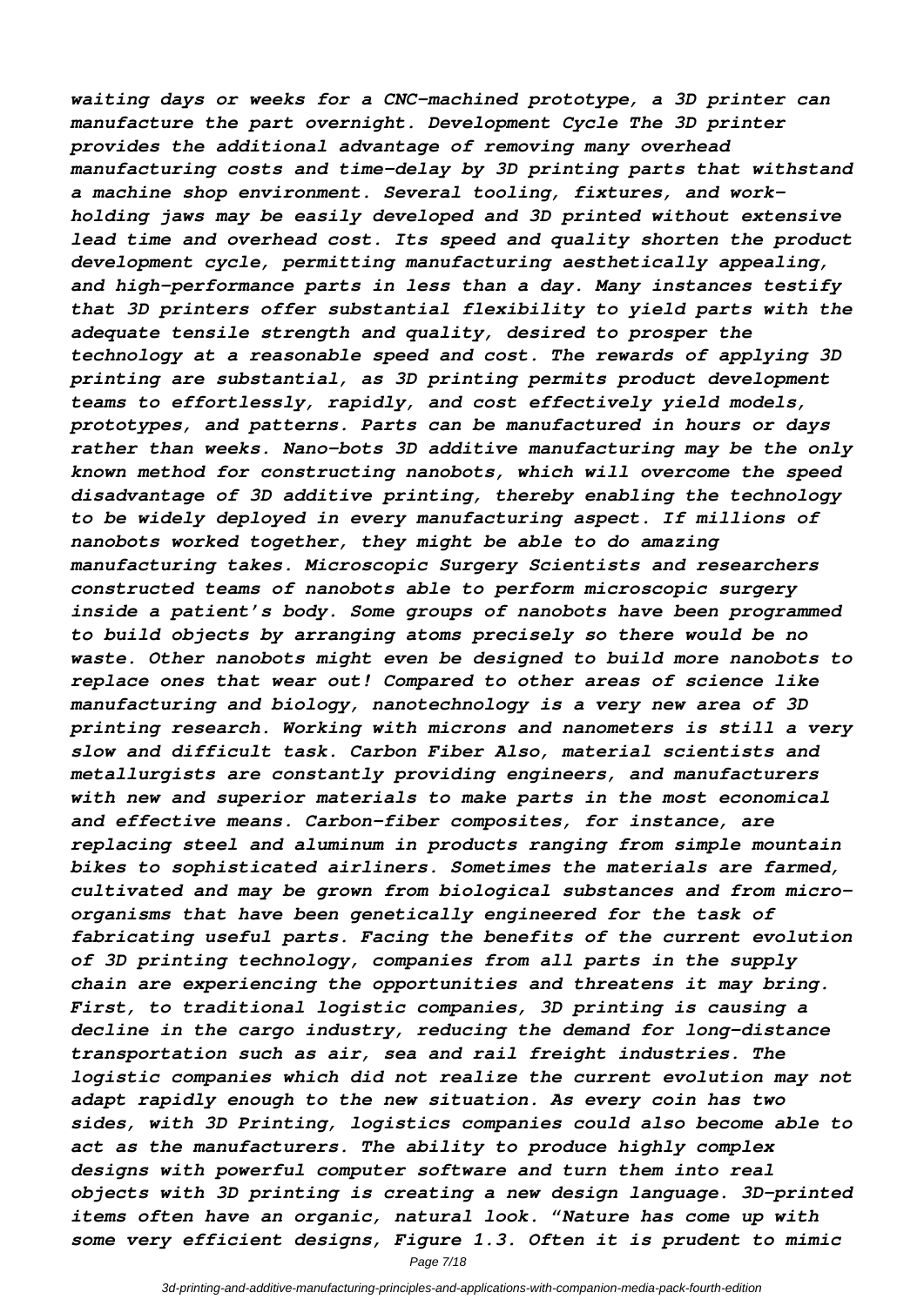*waiting days or weeks for a CNC-machined prototype, a 3D printer can manufacture the part overnight. Development Cycle The 3D printer provides the additional advantage of removing many overhead manufacturing costs and time-delay by 3D printing parts that withstand a machine shop environment. Several tooling, fixtures, and work-holding jaws may be easily developed and 3D printed without extensive lead time and overhead cost. Its speed and quality shorten the product development cycle, permitting manufacturing aesthetically appealing, and high-performance parts in less than a day. Many instances testify that 3D printers offer substantial flexibility to yield parts with the adequate tensile strength and quality, desired to prosper the technology at a reasonable speed and cost. The rewards of applying 3D printing are substantial, as 3D printing permits product development teams to effortlessly, rapidly, and cost effectively yield models, prototypes, and patterns. Parts can be manufactured in hours or days rather than weeks. Nano-bots 3D additive manufacturing may be the only known method for constructing nanobots, which will overcome the speed disadvantage of 3D additive printing, thereby enabling the technology to be widely deployed in every manufacturing aspect. If millions of nanobots worked together, they might be able to do amazing manufacturing takes. Microscopic Surgery Scientists and researchers constructed teams of nanobots able to perform microscopic surgery inside a patient's body. Some groups of nanobots have been programmed to build objects by arranging atoms precisely so there would be no waste. Other nanobots might even be designed to build more nanobots to replace ones that wear out! Compared to other areas of science like manufacturing and biology, nanotechnology is a very new area of 3D printing research. Working with microns and nanometers is still a very slow and difficult task. Carbon Fiber Also, material scientists and metallurgists are constantly providing engineers, and manufacturers with new and superior materials to make parts in the most economical and effective means. Carbon-fiber composites, for instance, are replacing steel and aluminum in products ranging from simple mountain bikes to sophisticated airliners. Sometimes the materials are farmed, cultivated and may be grown from biological substances and from micro-organisms that have been genetically engineered for the task of fabricating useful parts. Facing the benefits of the current evolution of 3D printing technology, companies from all parts in the supply chain are experiencing the opportunities and threatens it may bring. First, to traditional logistic companies, 3D printing is causing a decline in the cargo industry, reducing the demand for long-distance transportation such as air, sea and rail freight industries. The logistic companies which did not realize the current evolution may not adapt rapidly enough to the new situation. As every coin has two sides, with 3D Printing, logistics companies could also become able to act as the manufacturers. The ability to produce highly complex designs with powerful computer software and turn them into real objects with 3D printing is creating a new design language. 3D-printed items often have an organic, natural look. "Nature has come up with some very efficient designs, Figure 1.3. Often it is prudent to mimic*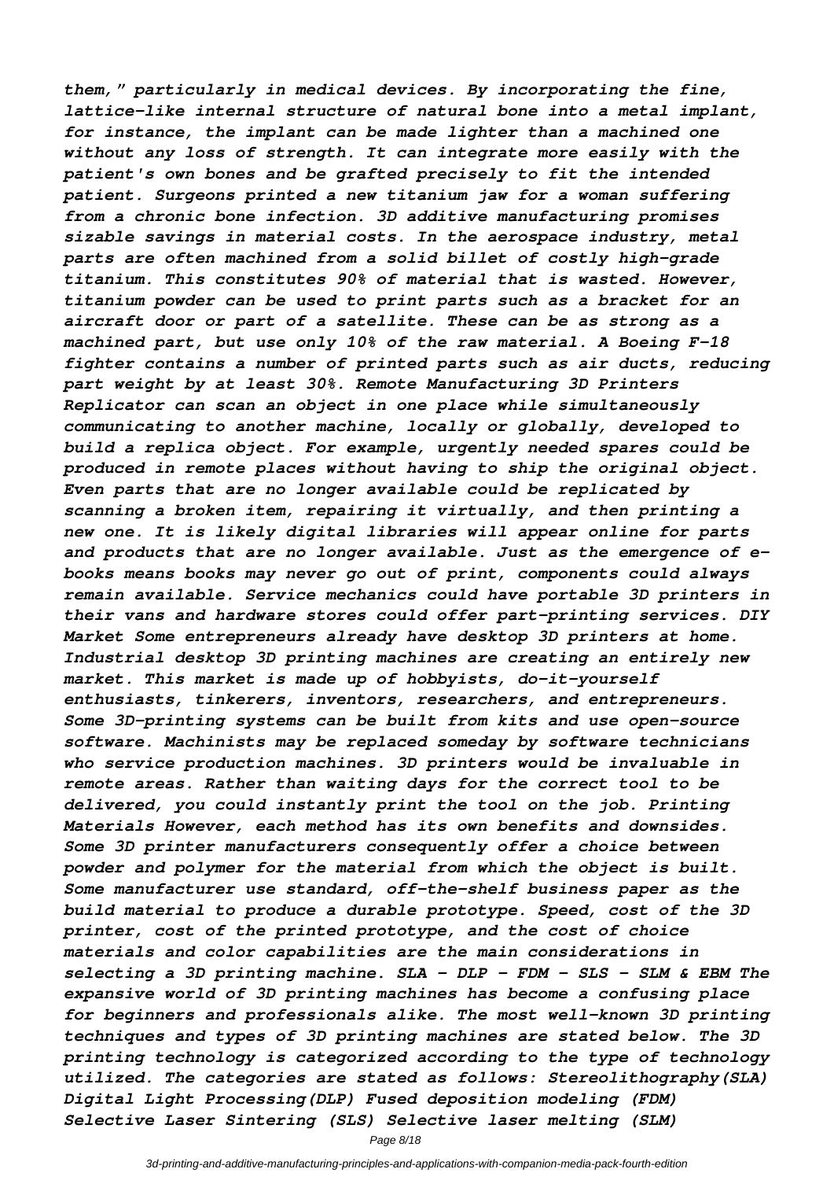*them," particularly in medical devices. By incorporating the fine, lattice-like internal structure of natural bone into a metal implant, for instance, the implant can be made lighter than a machined one without any loss of strength. It can integrate more easily with the patient's own bones and be grafted precisely to fit the intended patient. Surgeons printed a new titanium jaw for a woman suffering from a chronic bone infection. 3D additive manufacturing promises sizable savings in material costs. In the aerospace industry, metal parts are often machined from a solid billet of costly high-grade titanium. This constitutes 90% of material that is wasted. However, titanium powder can be used to print parts such as a bracket for an aircraft door or part of a satellite. These can be as strong as a machined part, but use only 10% of the raw material. A Boeing F-18 fighter contains a number of printed parts such as air ducts, reducing part weight by at least 30%. Remote Manufacturing 3D Printers Replicator can scan an object in one place while simultaneously communicating to another machine, locally or globally, developed to build a replica object. For example, urgently needed spares could be produced in remote places without having to ship the original object. Even parts that are no longer available could be replicated by scanning a broken item, repairing it virtually, and then printing a new one. It is likely digital libraries will appear online for parts and products that are no longer available. Just as the emergence of e-books means books may never go out of print, components could always remain available. Service mechanics could have portable 3D printers in their vans and hardware stores could offer part-printing services. DIY Market Some entrepreneurs already have desktop 3D printers at home. Industrial desktop 3D printing machines are creating an entirely new market. This market is made up of hobbyists, do-it-yourself enthusiasts, tinkerers, inventors, researchers, and entrepreneurs. Some 3D-printing systems can be built from kits and use open-source software. Machinists may be replaced someday by software technicians who service production machines. 3D printers would be invaluable in remote areas. Rather than waiting days for the correct tool to be delivered, you could instantly print the tool on the job. Printing Materials However, each method has its own benefits and downsides. Some 3D printer manufacturers consequently offer a choice between powder and polymer for the material from which the object is built. Some manufacturer use standard, off-the-shelf business paper as the build material to produce a durable prototype. Speed, cost of the 3D printer, cost of the printed prototype, and the cost of choice materials and color capabilities are the main considerations in selecting a 3D printing machine. SLA – DLP – FDM – SLS – SLM & EBM The expansive world of 3D printing machines has become a confusing place for beginners and professionals alike. The most well-known 3D printing techniques and types of 3D printing machines are stated below. The 3D printing technology is categorized according to the type of technology utilized. The categories are stated as follows: Stereolithography(SLA) Digital Light Processing(DLP) Fused deposition modeling (FDM) Selective Laser Sintering (SLS) Selective laser melting (SLM)*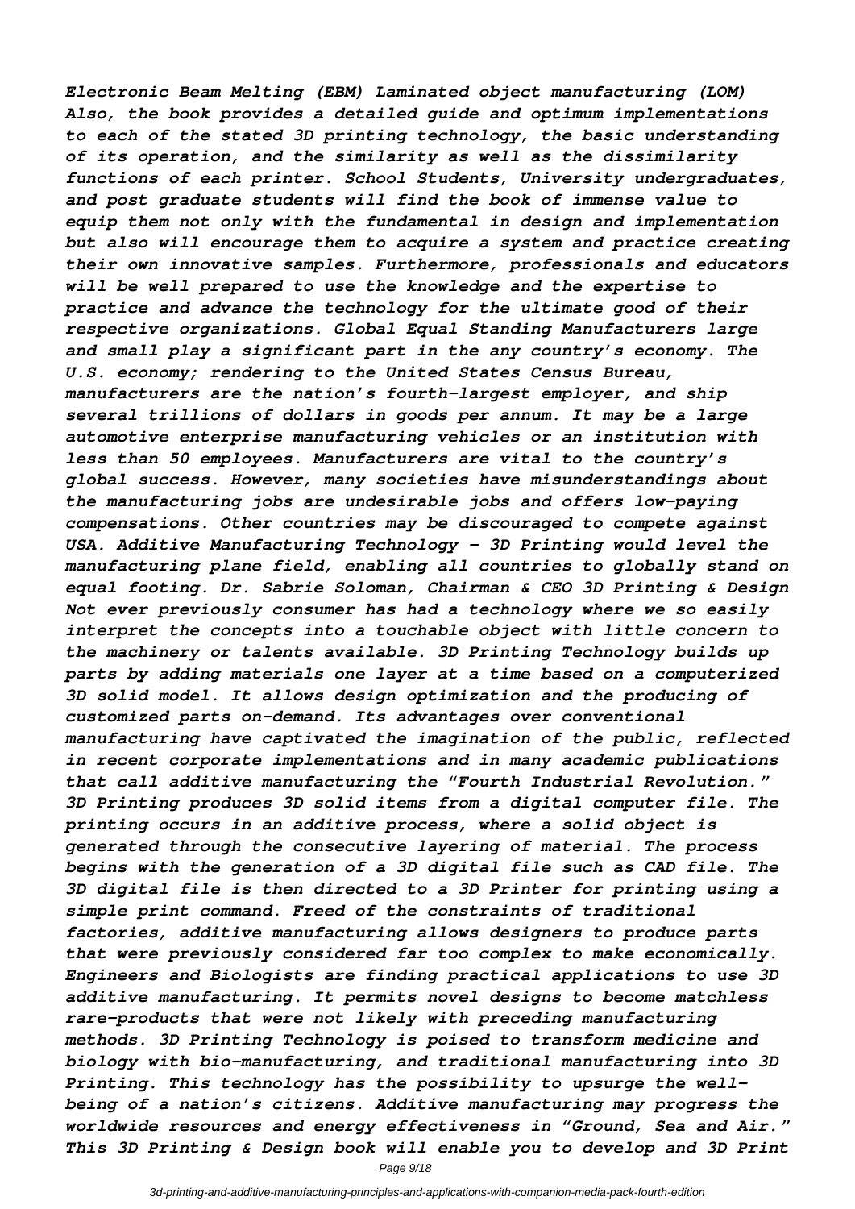*Electronic Beam Melting (EBM) Laminated object manufacturing (LOM) Also, the book provides a detailed guide and optimum implementations to each of the stated 3D printing technology, the basic understanding of its operation, and the similarity as well as the dissimilarity functions of each printer. School Students, University undergraduates, and post graduate students will find the book of immense value to equip them not only with the fundamental in design and implementation but also will encourage them to acquire a system and practice creating their own innovative samples. Furthermore, professionals and educators will be well prepared to use the knowledge and the expertise to practice and advance the technology for the ultimate good of their respective organizations. Global Equal Standing Manufacturers large and small play a significant part in the any country's economy. The U.S. economy; rendering to the United States Census Bureau, manufacturers are the nation's fourth-largest employer, and ship several trillions of dollars in goods per annum. It may be a large automotive enterprise manufacturing vehicles or an institution with less than 50 employees. Manufacturers are vital to the country's global success. However, many societies have misunderstandings about the manufacturing jobs are undesirable jobs and offers low-paying compensations. Other countries may be discouraged to compete against USA. Additive Manufacturing Technology - 3D Printing would level the manufacturing plane field, enabling all countries to globally stand on equal footing. Dr. Sabrie Soloman, Chairman & CEO 3D Printing & Design Not ever previously consumer has had a technology where we so easily interpret the concepts into a touchable object with little concern to the machinery or talents available. 3D Printing Technology builds up parts by adding materials one layer at a time based on a computerized 3D solid model. It allows design optimization and the producing of customized parts on-demand. Its advantages over conventional manufacturing have captivated the imagination of the public, reflected in recent corporate implementations and in many academic publications that call additive manufacturing the "Fourth Industrial Revolution." 3D Printing produces 3D solid items from a digital computer file. The printing occurs in an additive process, where a solid object is generated through the consecutive layering of material. The process begins with the generation of a 3D digital file such as CAD file. The 3D digital file is then directed to a 3D Printer for printing using a simple print command. Freed of the constraints of traditional factories, additive manufacturing allows designers to produce parts that were previously considered far too complex to make economically. Engineers and Biologists are finding practical applications to use 3D additive manufacturing. It permits novel designs to become matchless rare-products that were not likely with preceding manufacturing methods. 3D Printing Technology is poised to transform medicine and biology with bio-manufacturing, and traditional manufacturing into 3D Printing. This technology has the possibility to upsurge the well-being of a nation's citizens. Additive manufacturing may progress the worldwide resources and energy effectiveness in "Ground, Sea and Air." This 3D Printing & Design book will enable you to develop and 3D Print*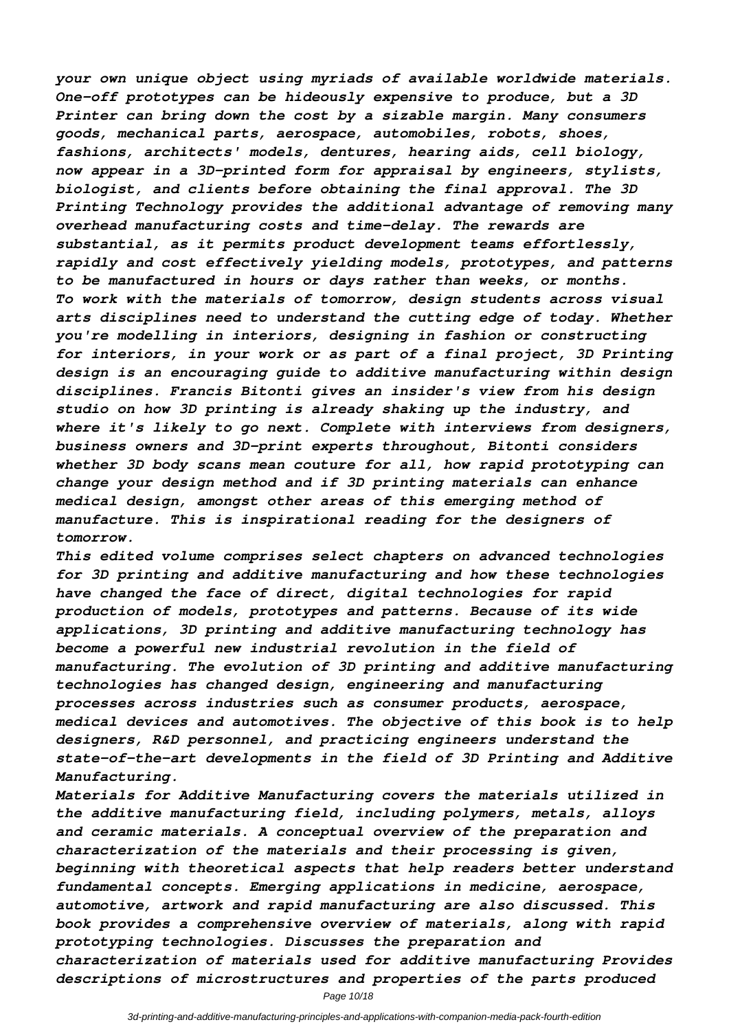*your own unique object using myriads of available worldwide materials. One-off prototypes can be hideously expensive to produce, but a 3D Printer can bring down the cost by a sizable margin. Many consumers goods, mechanical parts, aerospace, automobiles, robots, shoes, fashions, architects' models, dentures, hearing aids, cell biology, now appear in a 3D-printed form for appraisal by engineers, stylists, biologist, and clients before obtaining the final approval. The 3D Printing Technology provides the additional advantage of removing many overhead manufacturing costs and time-delay. The rewards are substantial, as it permits product development teams effortlessly, rapidly and cost effectively yielding models, prototypes, and patterns to be manufactured in hours or days rather than weeks, or months.*

*To work with the materials of tomorrow, design students across visual arts disciplines need to understand the cutting edge of today. Whether you're modelling in interiors, designing in fashion or constructing for interiors, in your work or as part of a final project, 3D Printing design is an encouraging guide to additive manufacturing within design disciplines. Francis Bitonti gives an insider's view from his design studio on how 3D printing is already shaking up the industry, and where it's likely to go next. Complete with interviews from designers, business owners and 3D-print experts throughout, Bitonti considers whether 3D body scans mean couture for all, how rapid prototyping can change your design method and if 3D printing materials can enhance medical design, amongst other areas of this emerging method of manufacture. This is inspirational reading for the designers of tomorrow.*

*This edited volume comprises select chapters on advanced technologies for 3D printing and additive manufacturing and how these technologies have changed the face of direct, digital technologies for rapid production of models, prototypes and patterns. Because of its wide applications, 3D printing and additive manufacturing technology has become a powerful new industrial revolution in the field of manufacturing. The evolution of 3D printing and additive manufacturing technologies has changed design, engineering and manufacturing processes across industries such as consumer products, aerospace, medical devices and automotives. The objective of this book is to help designers, R&D personnel, and practicing engineers understand the state-of-the-art developments in the field of 3D Printing and Additive Manufacturing.*

*Materials for Additive Manufacturing covers the materials utilized in the additive manufacturing field, including polymers, metals, alloys and ceramic materials. A conceptual overview of the preparation and characterization of the materials and their processing is given, beginning with theoretical aspects that help readers better understand fundamental concepts. Emerging applications in medicine, aerospace, automotive, artwork and rapid manufacturing are also discussed. This book provides a comprehensive overview of materials, along with rapid prototyping technologies. Discusses the preparation and characterization of materials used for additive manufacturing Provides descriptions of microstructures and properties of the parts produced*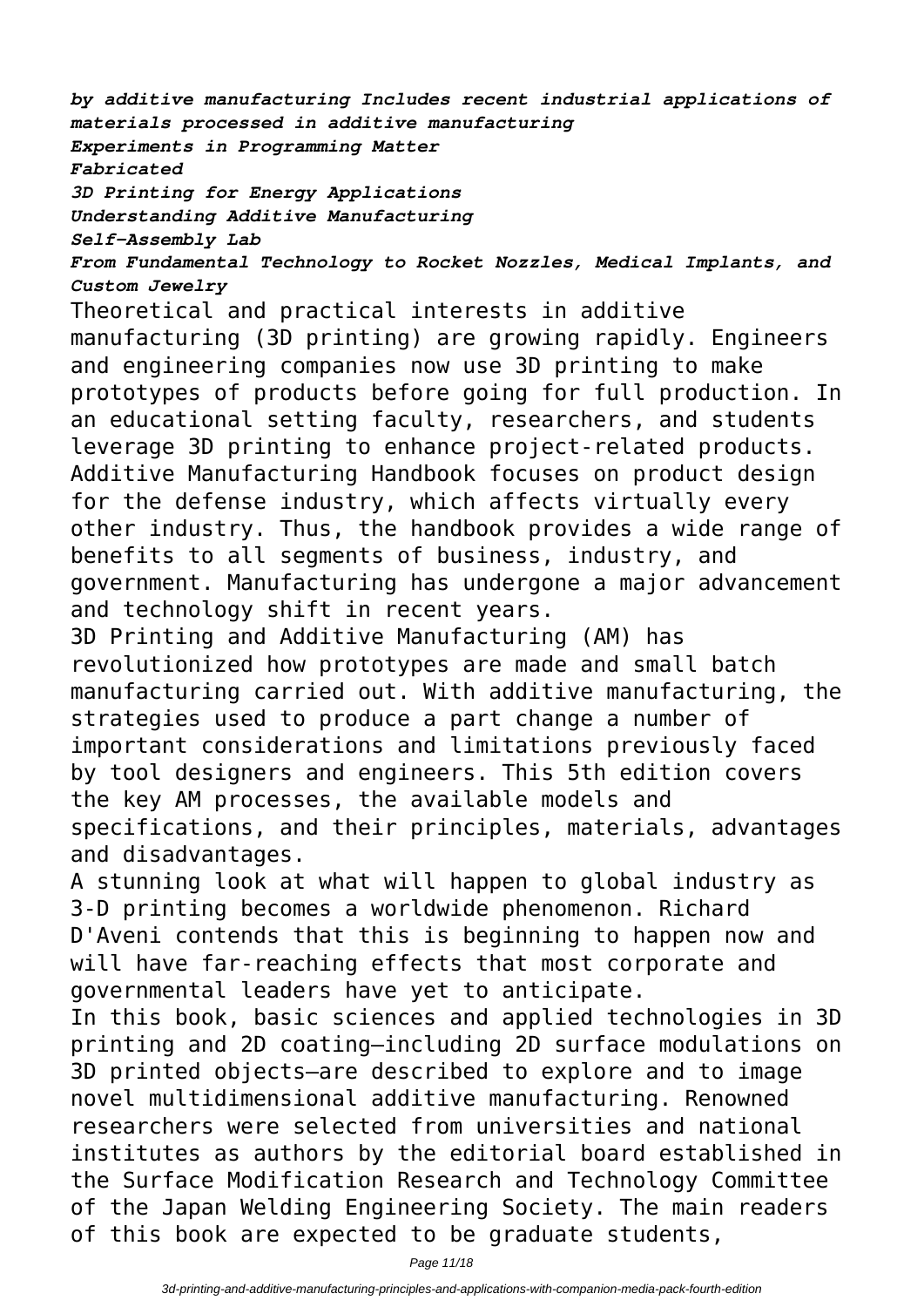*by additive manufacturing Includes recent industrial applications of materials processed in additive manufacturing*

*Experiments in Programming Matter*

*Fabricated*

*3D Printing for Energy Applications*

*Understanding Additive Manufacturing*

*Self-Assembly Lab*

*From Fundamental Technology to Rocket Nozzles, Medical Implants, and Custom Jewelry*

Theoretical and practical interests in additive manufacturing (3D printing) are growing rapidly. Engineers and engineering companies now use 3D printing to make prototypes of products before going for full production. In an educational setting faculty, researchers, and students leverage 3D printing to enhance project-related products. Additive Manufacturing Handbook focuses on product design for the defense industry, which affects virtually every other industry. Thus, the handbook provides a wide range of benefits to all segments of business, industry, and government. Manufacturing has undergone a major advancement and technology shift in recent years.

3D Printing and Additive Manufacturing (AM) has revolutionized how prototypes are made and small batch manufacturing carried out. With additive manufacturing, the strategies used to produce a part change a number of important considerations and limitations previously faced by tool designers and engineers. This 5th edition covers the key AM processes, the available models and specifications, and their principles, materials, advantages and disadvantages.

A stunning look at what will happen to global industry as 3-D printing becomes a worldwide phenomenon. Richard D'Aveni contends that this is beginning to happen now and will have far-reaching effects that most corporate and governmental leaders have yet to anticipate.

In this book, basic sciences and applied technologies in 3D printing and 2D coating—including 2D surface modulations on 3D printed objects—are described to explore and to image novel multidimensional additive manufacturing. Renowned researchers were selected from universities and national institutes as authors by the editorial board established in the Surface Modification Research and Technology Committee of the Japan Welding Engineering Society. The main readers of this book are expected to be graduate students,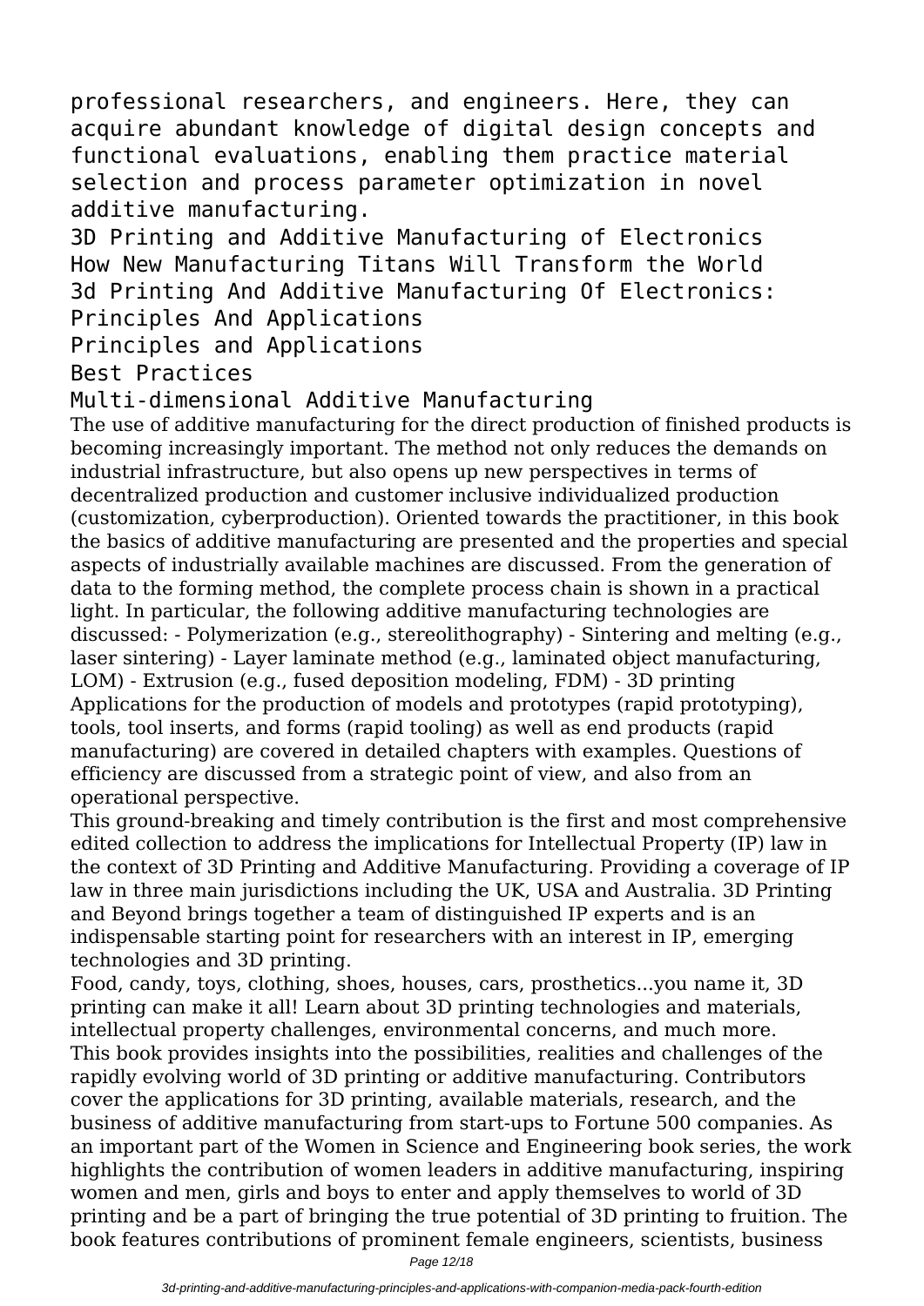professional researchers, and engineers. Here, they can acquire abundant knowledge of digital design concepts and functional evaluations, enabling them practice material selection and process parameter optimization in novel additive manufacturing.

3D Printing and Additive Manufacturing of Electronics
How New Manufacturing Titans Will Transform the World
3d Printing And Additive Manufacturing Of Electronics: Principles And Applications
Principles and Applications
Best Practices
Multi-dimensional Additive Manufacturing

The use of additive manufacturing for the direct production of finished products is becoming increasingly important. The method not only reduces the demands on industrial infrastructure, but also opens up new perspectives in terms of decentralized production and customer inclusive individualized production (customization, cyberproduction). Oriented towards the practitioner, in this book the basics of additive manufacturing are presented and the properties and special aspects of industrially available machines are discussed. From the generation of data to the forming method, the complete process chain is shown in a practical light. In particular, the following additive manufacturing technologies are discussed: - Polymerization (e.g., stereolithography) - Sintering and melting (e.g., laser sintering) - Layer laminate method (e.g., laminated object manufacturing, LOM) - Extrusion (e.g., fused deposition modeling, FDM) - 3D printing Applications for the production of models and prototypes (rapid prototyping), tools, tool inserts, and forms (rapid tooling) as well as end products (rapid manufacturing) are covered in detailed chapters with examples. Questions of efficiency are discussed from a strategic point of view, and also from an operational perspective.

This ground-breaking and timely contribution is the first and most comprehensive edited collection to address the implications for Intellectual Property (IP) law in the context of 3D Printing and Additive Manufacturing. Providing a coverage of IP law in three main jurisdictions including the UK, USA and Australia. 3D Printing and Beyond brings together a team of distinguished IP experts and is an indispensable starting point for researchers with an interest in IP, emerging technologies and 3D printing.

Food, candy, toys, clothing, shoes, houses, cars, prosthetics...you name it, 3D printing can make it all! Learn about 3D printing technologies and materials, intellectual property challenges, environmental concerns, and much more.

This book provides insights into the possibilities, realities and challenges of the rapidly evolving world of 3D printing or additive manufacturing. Contributors cover the applications for 3D printing, available materials, research, and the business of additive manufacturing from start-ups to Fortune 500 companies. As an important part of the Women in Science and Engineering book series, the work highlights the contribution of women leaders in additive manufacturing, inspiring women and men, girls and boys to enter and apply themselves to world of 3D printing and be a part of bringing the true potential of 3D printing to fruition. The book features contributions of prominent female engineers, scientists, business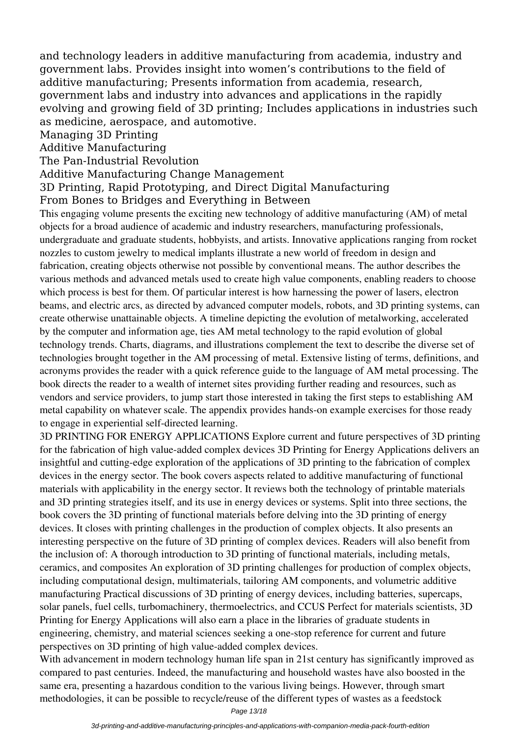and technology leaders in additive manufacturing from academia, industry and government labs. Provides insight into women's contributions to the field of additive manufacturing; Presents information from academia, research, government labs and industry into advances and applications in the rapidly evolving and growing field of 3D printing; Includes applications in industries such as medicine, aerospace, and automotive.

Managing 3D Printing

Additive Manufacturing

The Pan-Industrial Revolution

Additive Manufacturing Change Management

3D Printing, Rapid Prototyping, and Direct Digital Manufacturing

From Bones to Bridges and Everything in Between

This engaging volume presents the exciting new technology of additive manufacturing (AM) of metal objects for a broad audience of academic and industry researchers, manufacturing professionals, undergraduate and graduate students, hobbyists, and artists. Innovative applications ranging from rocket nozzles to custom jewelry to medical implants illustrate a new world of freedom in design and fabrication, creating objects otherwise not possible by conventional means. The author describes the various methods and advanced metals used to create high value components, enabling readers to choose which process is best for them. Of particular interest is how harnessing the power of lasers, electron beams, and electric arcs, as directed by advanced computer models, robots, and 3D printing systems, can create otherwise unattainable objects. A timeline depicting the evolution of metalworking, accelerated by the computer and information age, ties AM metal technology to the rapid evolution of global technology trends. Charts, diagrams, and illustrations complement the text to describe the diverse set of technologies brought together in the AM processing of metal. Extensive listing of terms, definitions, and acronyms provides the reader with a quick reference guide to the language of AM metal processing. The book directs the reader to a wealth of internet sites providing further reading and resources, such as vendors and service providers, to jump start those interested in taking the first steps to establishing AM metal capability on whatever scale. The appendix provides hands-on example exercises for those ready to engage in experiential self-directed learning.

3D PRINTING FOR ENERGY APPLICATIONS Explore current and future perspectives of 3D printing for the fabrication of high value-added complex devices 3D Printing for Energy Applications delivers an insightful and cutting-edge exploration of the applications of 3D printing to the fabrication of complex devices in the energy sector. The book covers aspects related to additive manufacturing of functional materials with applicability in the energy sector. It reviews both the technology of printable materials and 3D printing strategies itself, and its use in energy devices or systems. Split into three sections, the book covers the 3D printing of functional materials before delving into the 3D printing of energy devices. It closes with printing challenges in the production of complex objects. It also presents an interesting perspective on the future of 3D printing of complex devices. Readers will also benefit from the inclusion of: A thorough introduction to 3D printing of functional materials, including metals, ceramics, and composites An exploration of 3D printing challenges for production of complex objects, including computational design, multimaterials, tailoring AM components, and volumetric additive manufacturing Practical discussions of 3D printing of energy devices, including batteries, supercaps, solar panels, fuel cells, turbomachinery, thermoelectrics, and CCUS Perfect for materials scientists, 3D Printing for Energy Applications will also earn a place in the libraries of graduate students in engineering, chemistry, and material sciences seeking a one-stop reference for current and future perspectives on 3D printing of high value-added complex devices.

With advancement in modern technology human life span in 21st century has significantly improved as compared to past centuries. Indeed, the manufacturing and household wastes have also boosted in the same era, presenting a hazardous condition to the various living beings. However, through smart methodologies, it can be possible to recycle/reuse of the different types of wastes as a feedstock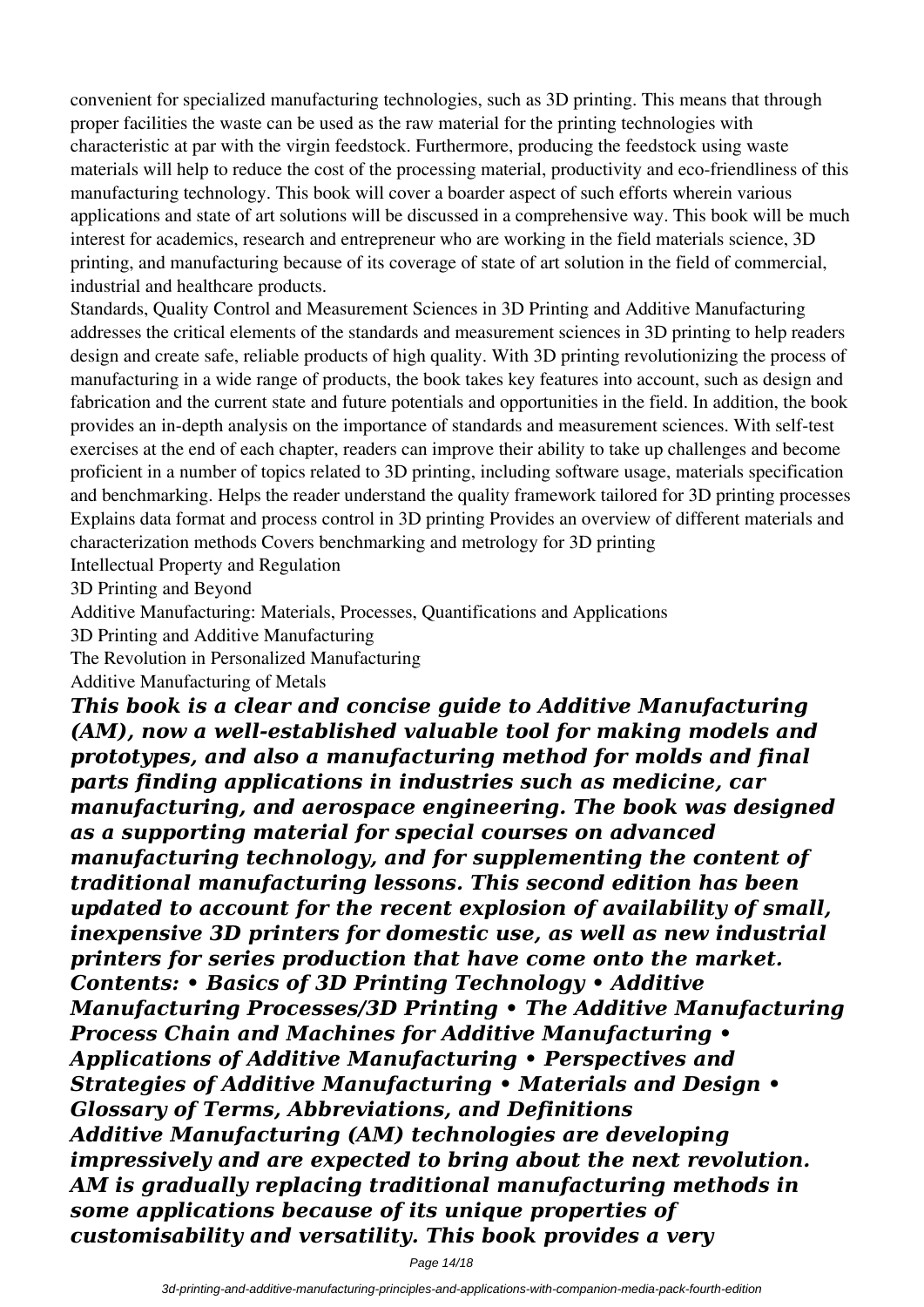convenient for specialized manufacturing technologies, such as 3D printing. This means that through proper facilities the waste can be used as the raw material for the printing technologies with characteristic at par with the virgin feedstock. Furthermore, producing the feedstock using waste materials will help to reduce the cost of the processing material, productivity and eco-friendliness of this manufacturing technology. This book will cover a boarder aspect of such efforts wherein various applications and state of art solutions will be discussed in a comprehensive way. This book will be much interest for academics, research and entrepreneur who are working in the field materials science, 3D printing, and manufacturing because of its coverage of state of art solution in the field of commercial, industrial and healthcare products.

Standards, Quality Control and Measurement Sciences in 3D Printing and Additive Manufacturing addresses the critical elements of the standards and measurement sciences in 3D printing to help readers design and create safe, reliable products of high quality. With 3D printing revolutionizing the process of manufacturing in a wide range of products, the book takes key features into account, such as design and fabrication and the current state and future potentials and opportunities in the field. In addition, the book provides an in-depth analysis on the importance of standards and measurement sciences. With self-test exercises at the end of each chapter, readers can improve their ability to take up challenges and become proficient in a number of topics related to 3D printing, including software usage, materials specification and benchmarking. Helps the reader understand the quality framework tailored for 3D printing processes Explains data format and process control in 3D printing Provides an overview of different materials and characterization methods Covers benchmarking and metrology for 3D printing

Intellectual Property and Regulation

3D Printing and Beyond

Additive Manufacturing: Materials, Processes, Quantifications and Applications

3D Printing and Additive Manufacturing

The Revolution in Personalized Manufacturing

Additive Manufacturing of Metals

***This book is a clear and concise guide to Additive Manufacturing (AM), now a well-established valuable tool for making models and prototypes, and also a manufacturing method for molds and final parts finding applications in industries such as medicine, car manufacturing, and aerospace engineering. The book was designed as a supporting material for special courses on advanced manufacturing technology, and for supplementing the content of traditional manufacturing lessons. This second edition has been updated to account for the recent explosion of availability of small, inexpensive 3D printers for domestic use, as well as new industrial printers for series production that have come onto the market. Contents: • Basics of 3D Printing Technology • Additive Manufacturing Processes/3D Printing • The Additive Manufacturing Process Chain and Machines for Additive Manufacturing • Applications of Additive Manufacturing • Perspectives and Strategies of Additive Manufacturing • Materials and Design • Glossary of Terms, Abbreviations, and Definitions***

***Additive Manufacturing (AM) technologies are developing impressively and are expected to bring about the next revolution. AM is gradually replacing traditional manufacturing methods in some applications because of its unique properties of customisability and versatility. This book provides a very***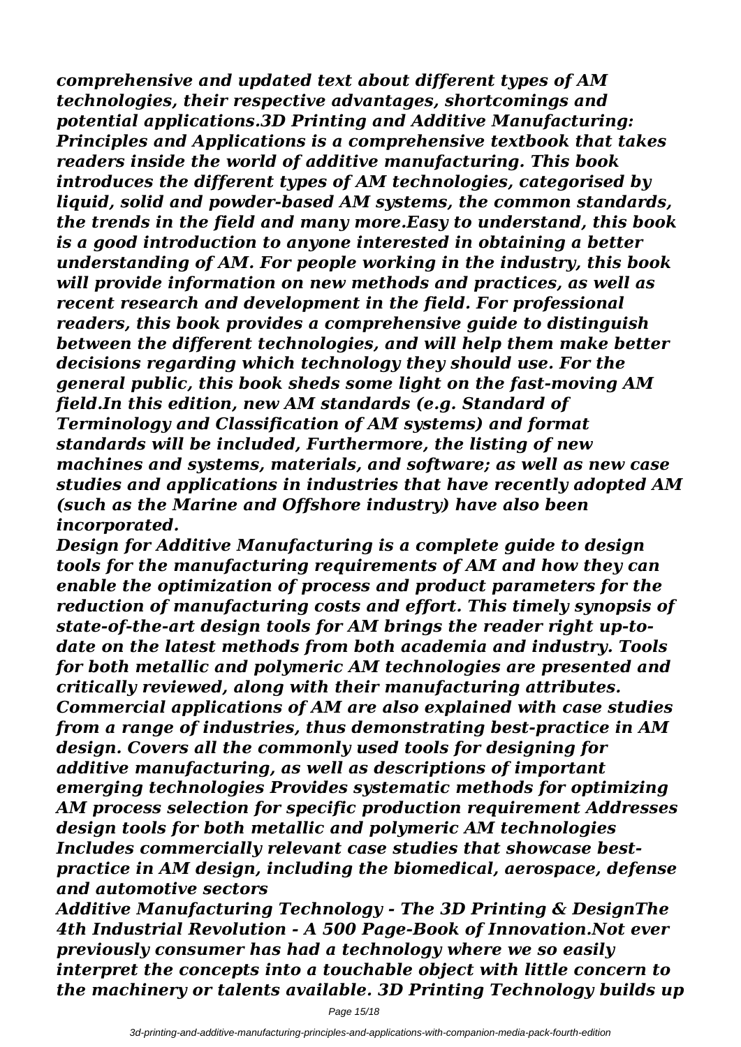*comprehensive and updated text about different types of AM technologies, their respective advantages, shortcomings and potential applications.3D Printing and Additive Manufacturing: Principles and Applications is a comprehensive textbook that takes readers inside the world of additive manufacturing. This book introduces the different types of AM technologies, categorised by liquid, solid and powder-based AM systems, the common standards, the trends in the field and many more.Easy to understand, this book is a good introduction to anyone interested in obtaining a better understanding of AM. For people working in the industry, this book will provide information on new methods and practices, as well as recent research and development in the field. For professional readers, this book provides a comprehensive guide to distinguish between the different technologies, and will help them make better decisions regarding which technology they should use. For the general public, this book sheds some light on the fast-moving AM field.In this edition, new AM standards (e.g. Standard of Terminology and Classification of AM systems) and format standards will be included, Furthermore, the listing of new machines and systems, materials, and software; as well as new case studies and applications in industries that have recently adopted AM (such as the Marine and Offshore industry) have also been incorporated.*

*Design for Additive Manufacturing is a complete guide to design tools for the manufacturing requirements of AM and how they can enable the optimization of process and product parameters for the reduction of manufacturing costs and effort. This timely synopsis of state-of-the-art design tools for AM brings the reader right up-to-date on the latest methods from both academia and industry. Tools for both metallic and polymeric AM technologies are presented and critically reviewed, along with their manufacturing attributes. Commercial applications of AM are also explained with case studies from a range of industries, thus demonstrating best-practice in AM design. Covers all the commonly used tools for designing for additive manufacturing, as well as descriptions of important emerging technologies Provides systematic methods for optimizing AM process selection for specific production requirement Addresses design tools for both metallic and polymeric AM technologies Includes commercially relevant case studies that showcase best-practice in AM design, including the biomedical, aerospace, defense and automotive sectors*

*Additive Manufacturing Technology - The 3D Printing & DesignThe 4th Industrial Revolution - A 500 Page-Book of Innovation.Not ever previously consumer has had a technology where we so easily interpret the concepts into a touchable object with little concern to the machinery or talents available. 3D Printing Technology builds up*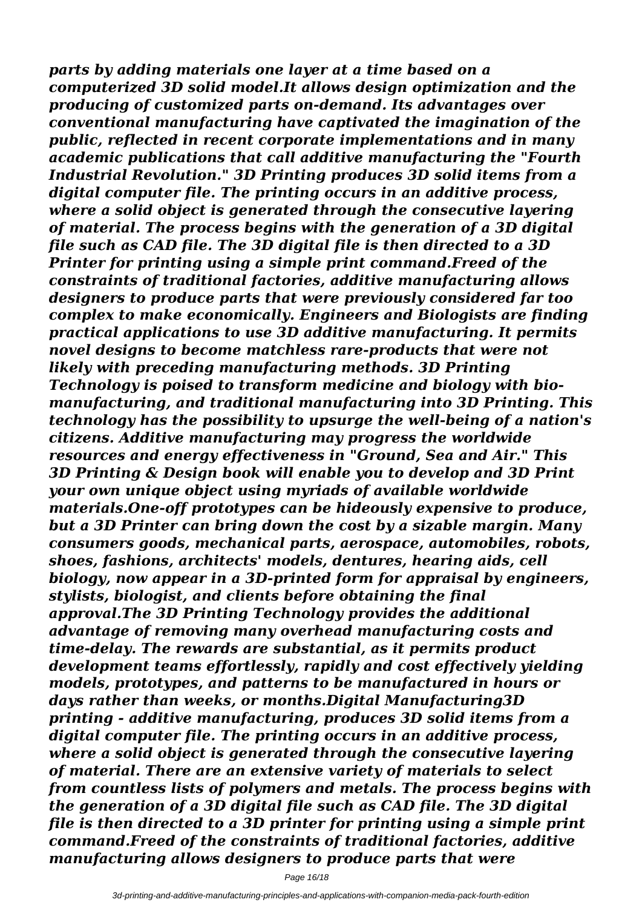*parts by adding materials one layer at a time based on a computerized 3D solid model.It allows design optimization and the producing of customized parts on-demand. Its advantages over conventional manufacturing have captivated the imagination of the public, reflected in recent corporate implementations and in many academic publications that call additive manufacturing the "Fourth Industrial Revolution." 3D Printing produces 3D solid items from a digital computer file. The printing occurs in an additive process, where a solid object is generated through the consecutive layering of material. The process begins with the generation of a 3D digital file such as CAD file. The 3D digital file is then directed to a 3D Printer for printing using a simple print command.Freed of the constraints of traditional factories, additive manufacturing allows designers to produce parts that were previously considered far too complex to make economically. Engineers and Biologists are finding practical applications to use 3D additive manufacturing. It permits novel designs to become matchless rare-products that were not likely with preceding manufacturing methods. 3D Printing Technology is poised to transform medicine and biology with bio-manufacturing, and traditional manufacturing into 3D Printing. This technology has the possibility to upsurge the well-being of a nation's citizens. Additive manufacturing may progress the worldwide resources and energy effectiveness in "Ground, Sea and Air." This 3D Printing & Design book will enable you to develop and 3D Print your own unique object using myriads of available worldwide materials.One-off prototypes can be hideously expensive to produce, but a 3D Printer can bring down the cost by a sizable margin. Many consumers goods, mechanical parts, aerospace, automobiles, robots, shoes, fashions, architects' models, dentures, hearing aids, cell biology, now appear in a 3D-printed form for appraisal by engineers, stylists, biologist, and clients before obtaining the final approval.The 3D Printing Technology provides the additional advantage of removing many overhead manufacturing costs and time-delay. The rewards are substantial, as it permits product development teams effortlessly, rapidly and cost effectively yielding models, prototypes, and patterns to be manufactured in hours or days rather than weeks, or months.Digital Manufacturing3D printing - additive manufacturing, produces 3D solid items from a digital computer file. The printing occurs in an additive process, where a solid object is generated through the consecutive layering of material. There are an extensive variety of materials to select from countless lists of polymers and metals. The process begins with the generation of a 3D digital file such as CAD file. The 3D digital file is then directed to a 3D printer for printing using a simple print command.Freed of the constraints of traditional factories, additive manufacturing allows designers to produce parts that were*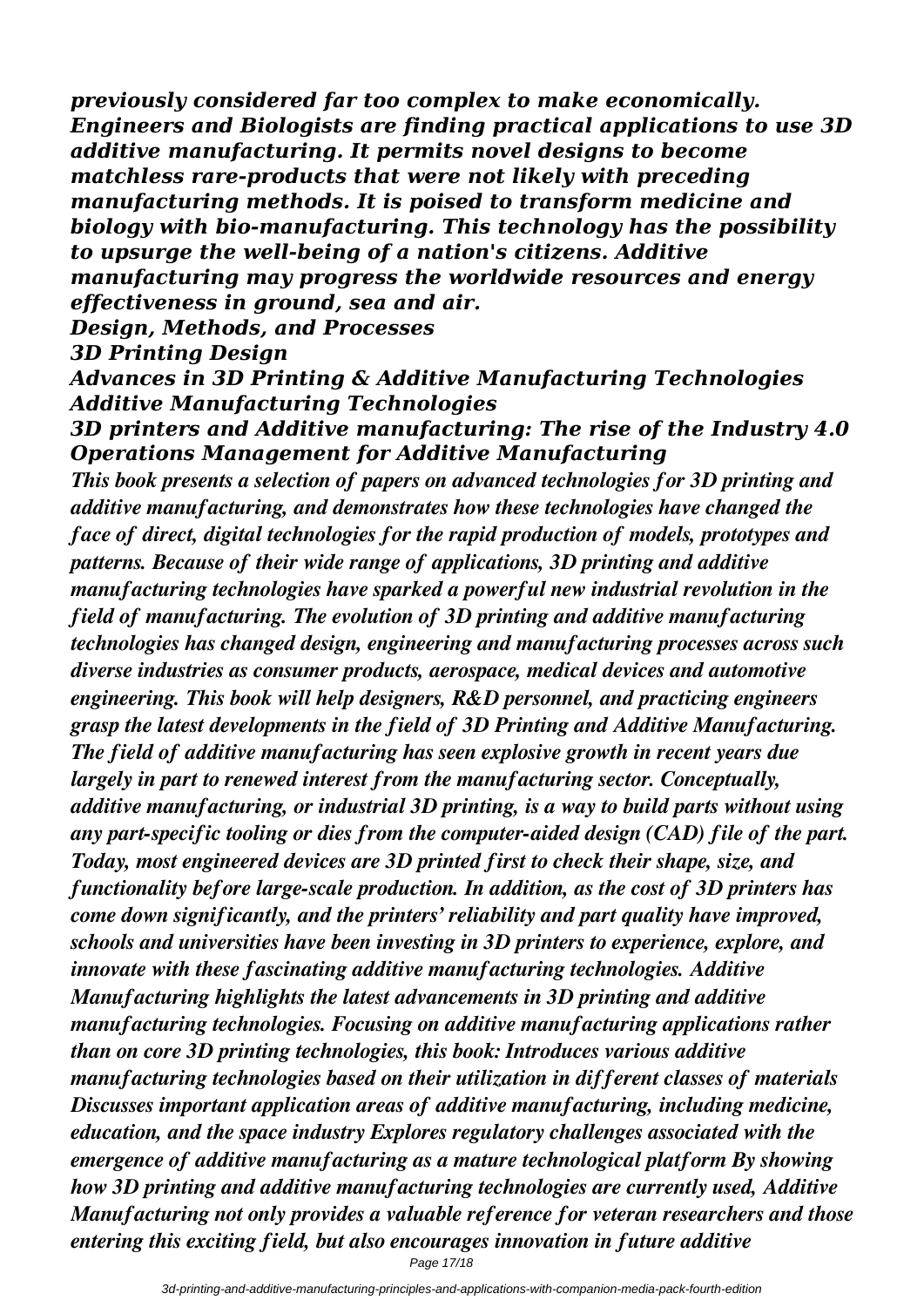*previously considered far too complex to make economically. Engineers and Biologists are finding practical applications to use 3D additive manufacturing. It permits novel designs to become matchless rare-products that were not likely with preceding manufacturing methods. It is poised to transform medicine and biology with bio-manufacturing. This technology has the possibility to upsurge the well-being of a nation's citizens. Additive manufacturing may progress the worldwide resources and energy effectiveness in ground, sea and air.*

***Design, Methods, and Processes***

***3D Printing Design***

***Advances in 3D Printing & Additive Manufacturing Technologies***

***Additive Manufacturing Technologies***

***3D printers and Additive manufacturing: The rise of the Industry 4.0***

***Operations Management for Additive Manufacturing***

***This book presents a selection of papers on advanced technologies for 3D printing and additive manufacturing, and demonstrates how these technologies have changed the face of direct, digital technologies for the rapid production of models, prototypes and patterns. Because of their wide range of applications, 3D printing and additive manufacturing technologies have sparked a powerful new industrial revolution in the field of manufacturing. The evolution of 3D printing and additive manufacturing technologies has changed design, engineering and manufacturing processes across such diverse industries as consumer products, aerospace, medical devices and automotive engineering. This book will help designers, R&D personnel, and practicing engineers grasp the latest developments in the field of 3D Printing and Additive Manufacturing. The field of additive manufacturing has seen explosive growth in recent years due largely in part to renewed interest from the manufacturing sector. Conceptually, additive manufacturing, or industrial 3D printing, is a way to build parts without using any part-specific tooling or dies from the computer-aided design (CAD) file of the part. Today, most engineered devices are 3D printed first to check their shape, size, and functionality before large-scale production. In addition, as the cost of 3D printers has come down significantly, and the printers' reliability and part quality have improved, schools and universities have been investing in 3D printers to experience, explore, and innovate with these fascinating additive manufacturing technologies. Additive Manufacturing highlights the latest advancements in 3D printing and additive manufacturing technologies. Focusing on additive manufacturing applications rather than on core 3D printing technologies, this book: Introduces various additive manufacturing technologies based on their utilization in different classes of materials Discusses important application areas of additive manufacturing, including medicine, education, and the space industry Explores regulatory challenges associated with the emergence of additive manufacturing as a mature technological platform By showing how 3D printing and additive manufacturing technologies are currently used, Additive Manufacturing not only provides a valuable reference for veteran researchers and those entering this exciting field, but also encourages innovation in future additive***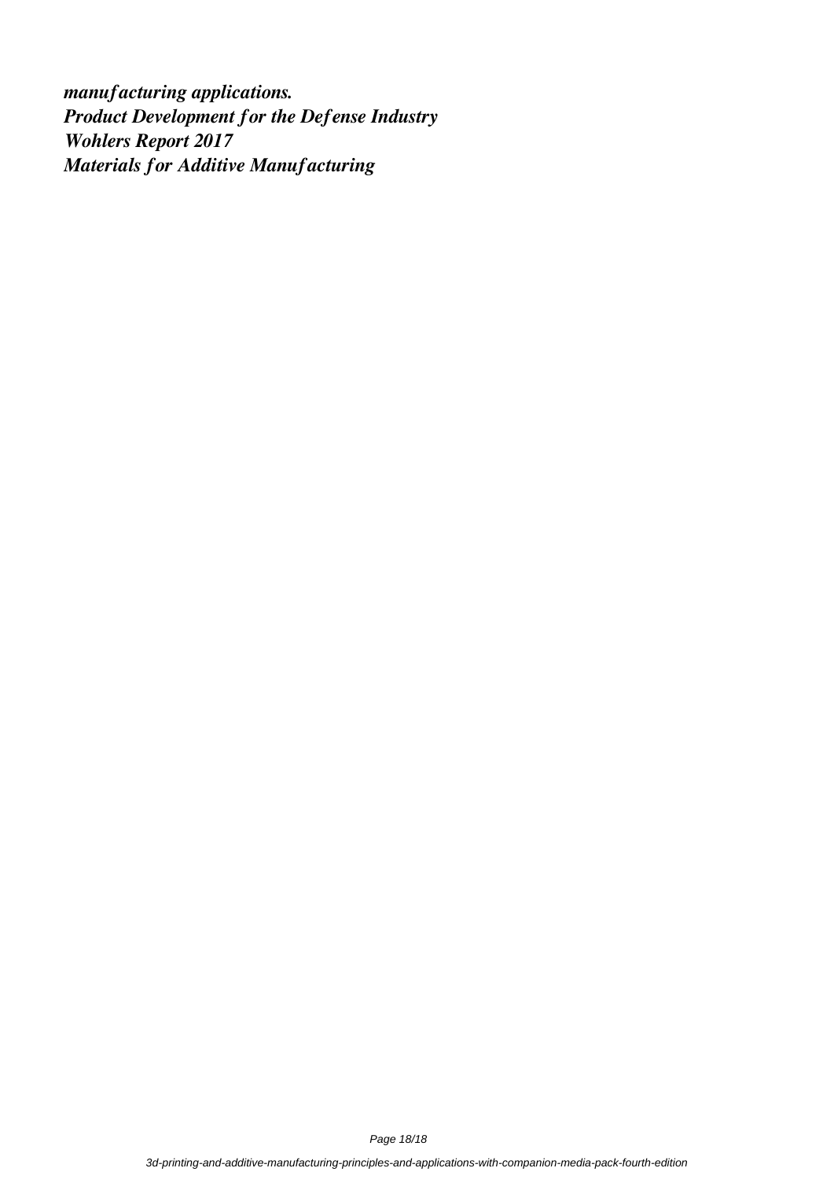*manufacturing applications.*
*Product Development for the Defense Industry*
*Wohlers Report 2017*
*Materials for Additive Manufacturing*